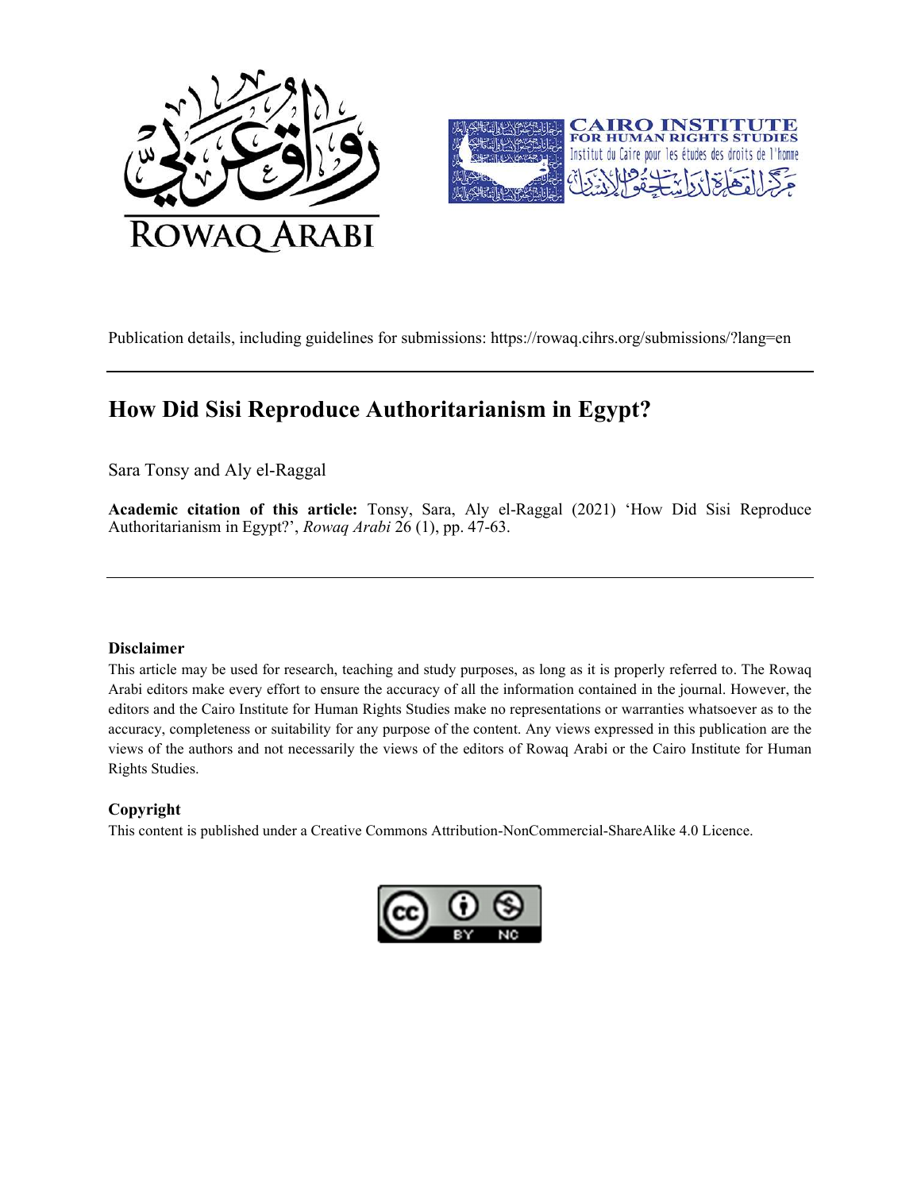Publication details, including guidelines for submissions: https://rowaq.cihrs.org/submissions/?lang=en

# How Did Sisi Reproduce Authoritarianism in Egypt?

Sara Tonsy and Aly el-Raggal

**Academic citation of this article:** Tonsy, Sara, Aly el-Raggal (2021) 'How Did Sisi Reproduce Authoritarianism in Egypt?', *Rowaq Arabi* 26 (1), pp. 47-63.

### Disclaimer

This article may be used for research, teaching and study purposes, as long as it is properly referred to. The Rowaq Arabi editors make every effort to ensure the accuracy of all the information contained in the journal. However, the editors and the Cairo Institute for Human Rights Studies make no representations or warranties whatsoever as to the accuracy, completeness or suitability for any purpose of the content. Any views expressed in this publication are the views of the authors and not necessarily the views of the editors of Rowaq Arabi or the Cairo Institute for Human Rights Studies.

### Copyright

This content is published under a Creative Commons Attribution-NonCommercial-ShareAlike 4.0 Licence.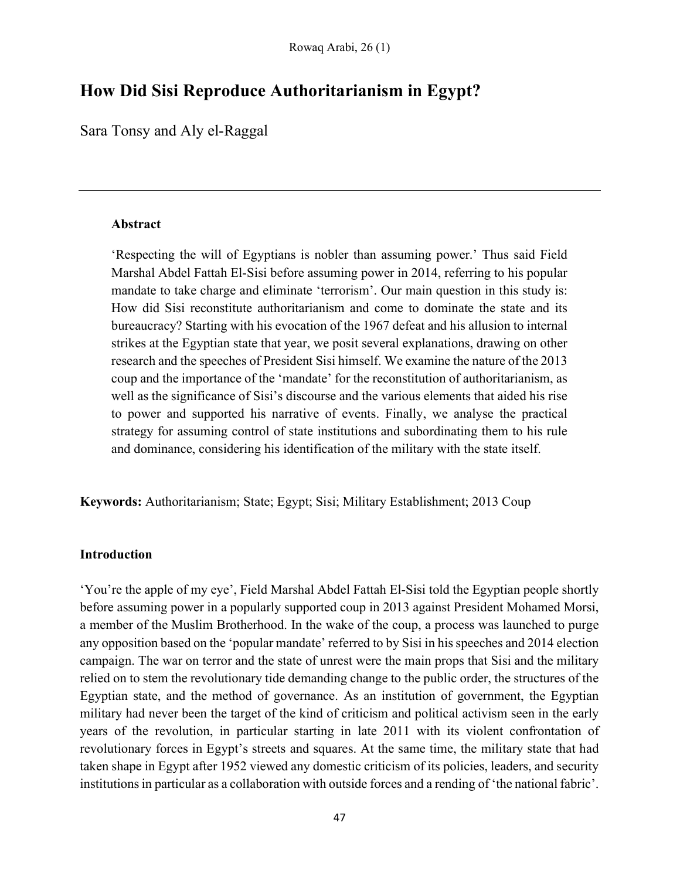# How Did Sisi Reproduce Authoritarianism in Egypt?

Sara Tonsy and Aly el-Raggal

---

### Abstract

'Respecting the will of Egyptians is nobler than assuming power.' Thus said Field Marshal Abdel Fattah El-Sisi before assuming power in 2014, referring to his popular mandate to take charge and eliminate 'terrorism'. Our main question in this study is: How did Sisi reconstitute authoritarianism and come to dominate the state and its bureaucracy? Starting with his evocation of the 1967 defeat and his allusion to internal strikes at the Egyptian state that year, we posit several explanations, drawing on other research and the speeches of President Sisi himself. We examine the nature of the 2013 coup and the importance of the 'mandate' for the reconstitution of authoritarianism, as well as the significance of Sisi's discourse and the various elements that aided his rise to power and supported his narrative of events. Finally, we analyse the practical strategy for assuming control of state institutions and subordinating them to his rule and dominance, considering his identification of the military with the state itself.

**Keywords:** Authoritarianism; State; Egypt; Sisi; Military Establishment; 2013 Coup

### Introduction

'You're the apple of my eye', Field Marshal Abdel Fattah El-Sisi told the Egyptian people shortly before assuming power in a popularly supported coup in 2013 against President Mohamed Morsi, a member of the Muslim Brotherhood. In the wake of the coup, a process was launched to purge any opposition based on the 'popular mandate' referred to by Sisi in his speeches and 2014 election campaign. The war on terror and the state of unrest were the main props that Sisi and the military relied on to stem the revolutionary tide demanding change to the public order, the structures of the Egyptian state, and the method of governance. As an institution of government, the Egyptian military had never been the target of the kind of criticism and political activism seen in the early years of the revolution, in particular starting in late 2011 with its violent confrontation of revolutionary forces in Egypt's streets and squares. At the same time, the military state that had taken shape in Egypt after 1952 viewed any domestic criticism of its policies, leaders, and security institutions in particular as a collaboration with outside forces and a rending of 'the national fabric'.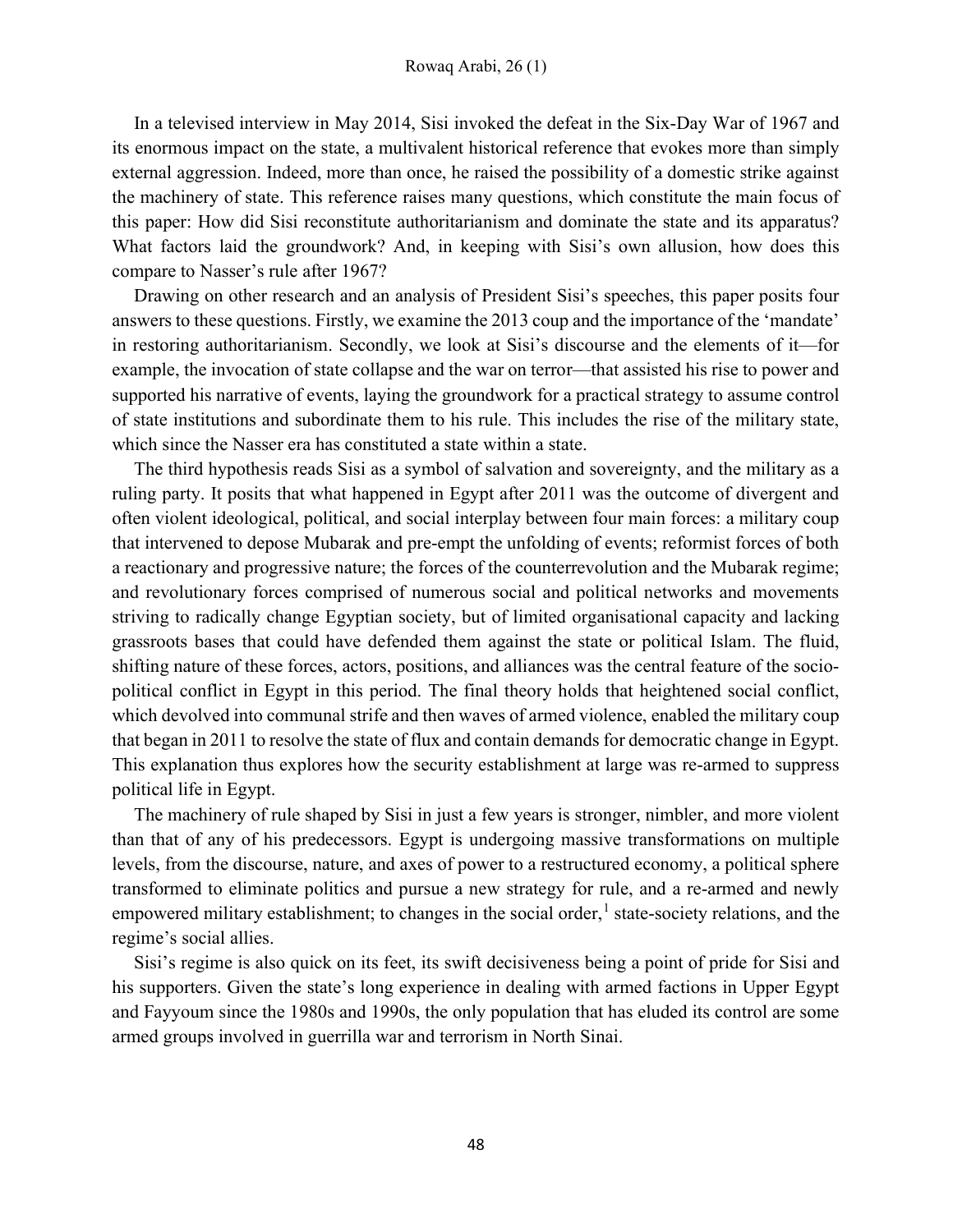In a televised interview in May 2014, Sisi invoked the defeat in the Six-Day War of 1967 and its enormous impact on the state, a multivalent historical reference that evokes more than simply external aggression. Indeed, more than once, he raised the possibility of a domestic strike against the machinery of state. This reference raises many questions, which constitute the main focus of this paper: How did Sisi reconstitute authoritarianism and dominate the state and its apparatus? What factors laid the groundwork? And, in keeping with Sisi's own allusion, how does this compare to Nasser's rule after 1967?

Drawing on other research and an analysis of President Sisi's speeches, this paper posits four answers to these questions. Firstly, we examine the 2013 coup and the importance of the 'mandate' in restoring authoritarianism. Secondly, we look at Sisi's discourse and the elements of it—for example, the invocation of state collapse and the war on terror—that assisted his rise to power and supported his narrative of events, laying the groundwork for a practical strategy to assume control of state institutions and subordinate them to his rule. This includes the rise of the military state, which since the Nasser era has constituted a state within a state.

The third hypothesis reads Sisi as a symbol of salvation and sovereignty, and the military as a ruling party. It posits that what happened in Egypt after 2011 was the outcome of divergent and often violent ideological, political, and social interplay between four main forces: a military coup that intervened to depose Mubarak and pre-empt the unfolding of events; reformist forces of both a reactionary and progressive nature; the forces of the counterrevolution and the Mubarak regime; and revolutionary forces comprised of numerous social and political networks and movements striving to radically change Egyptian society, but of limited organisational capacity and lacking grassroots bases that could have defended them against the state or political Islam. The fluid, shifting nature of these forces, actors, positions, and alliances was the central feature of the socio-political conflict in Egypt in this period. The final theory holds that heightened social conflict, which devolved into communal strife and then waves of armed violence, enabled the military coup that began in 2011 to resolve the state of flux and contain demands for democratic change in Egypt. This explanation thus explores how the security establishment at large was re-armed to suppress political life in Egypt.

The machinery of rule shaped by Sisi in just a few years is stronger, nimbler, and more violent than that of any of his predecessors. Egypt is undergoing massive transformations on multiple levels, from the discourse, nature, and axes of power to a restructured economy, a political sphere transformed to eliminate politics and pursue a new strategy for rule, and a re-armed and newly empowered military establishment; to changes in the social order,[1] state-society relations, and the regime's social allies.

Sisi's regime is also quick on its feet, its swift decisiveness being a point of pride for Sisi and his supporters. Given the state's long experience in dealing with armed factions in Upper Egypt and Fayyoum since the 1980s and 1990s, the only population that has eluded its control are some armed groups involved in guerrilla war and terrorism in North Sinai.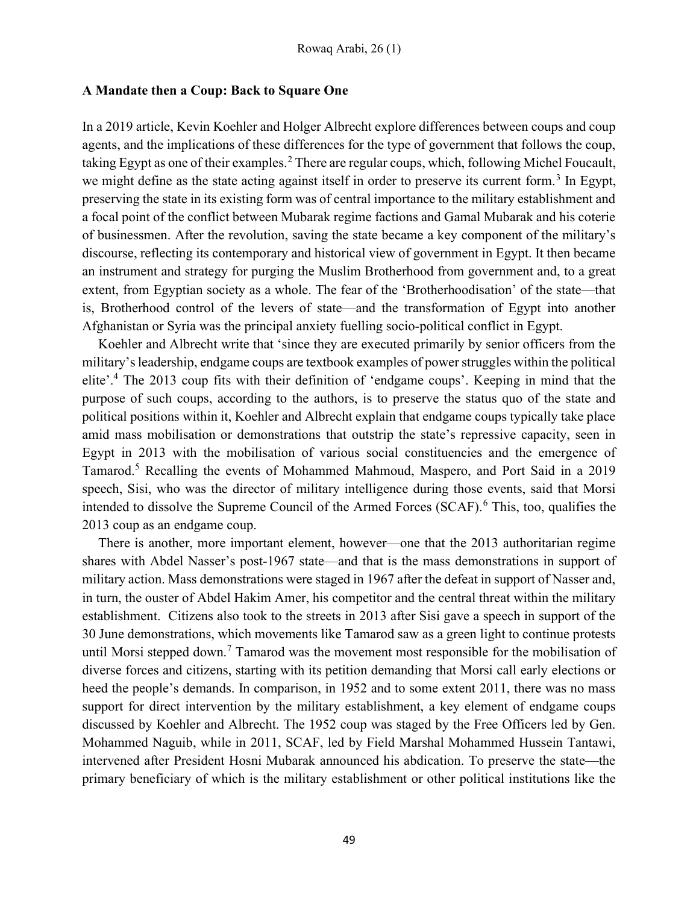### A Mandate then a Coup: Back to Square One

In a 2019 article, Kevin Koehler and Holger Albrecht explore differences between coups and coup agents, and the implications of these differences for the type of government that follows the coup, taking Egypt as one of their examples.[2] There are regular coups, which, following Michel Foucault, we might define as the state acting against itself in order to preserve its current form.[3] In Egypt, preserving the state in its existing form was of central importance to the military establishment and a focal point of the conflict between Mubarak regime factions and Gamal Mubarak and his coterie of businessmen. After the revolution, saving the state became a key component of the military's discourse, reflecting its contemporary and historical view of government in Egypt. It then became an instrument and strategy for purging the Muslim Brotherhood from government and, to a great extent, from Egyptian society as a whole. The fear of the 'Brotherhoodisation' of the state—that is, Brotherhood control of the levers of state—and the transformation of Egypt into another Afghanistan or Syria was the principal anxiety fuelling socio-political conflict in Egypt.

Koehler and Albrecht write that 'since they are executed primarily by senior officers from the military's leadership, endgame coups are textbook examples of power struggles within the political elite'.[4] The 2013 coup fits with their definition of 'endgame coups'. Keeping in mind that the purpose of such coups, according to the authors, is to preserve the status quo of the state and political positions within it, Koehler and Albrecht explain that endgame coups typically take place amid mass mobilisation or demonstrations that outstrip the state's repressive capacity, seen in Egypt in 2013 with the mobilisation of various social constituencies and the emergence of Tamarod.[5] Recalling the events of Mohammed Mahmoud, Maspero, and Port Said in a 2019 speech, Sisi, who was the director of military intelligence during those events, said that Morsi intended to dissolve the Supreme Council of the Armed Forces (SCAF).[6] This, too, qualifies the 2013 coup as an endgame coup.

There is another, more important element, however—one that the 2013 authoritarian regime shares with Abdel Nasser's post-1967 state—and that is the mass demonstrations in support of military action. Mass demonstrations were staged in 1967 after the defeat in support of Nasser and, in turn, the ouster of Abdel Hakim Amer, his competitor and the central threat within the military establishment. Citizens also took to the streets in 2013 after Sisi gave a speech in support of the 30 June demonstrations, which movements like Tamarod saw as a green light to continue protests until Morsi stepped down.[7] Tamarod was the movement most responsible for the mobilisation of diverse forces and citizens, starting with its petition demanding that Morsi call early elections or heed the people's demands. In comparison, in 1952 and to some extent 2011, there was no mass support for direct intervention by the military establishment, a key element of endgame coups discussed by Koehler and Albrecht. The 1952 coup was staged by the Free Officers led by Gen. Mohammed Naguib, while in 2011, SCAF, led by Field Marshal Mohammed Hussein Tantawi, intervened after President Hosni Mubarak announced his abdication. To preserve the state—the primary beneficiary of which is the military establishment or other political institutions like the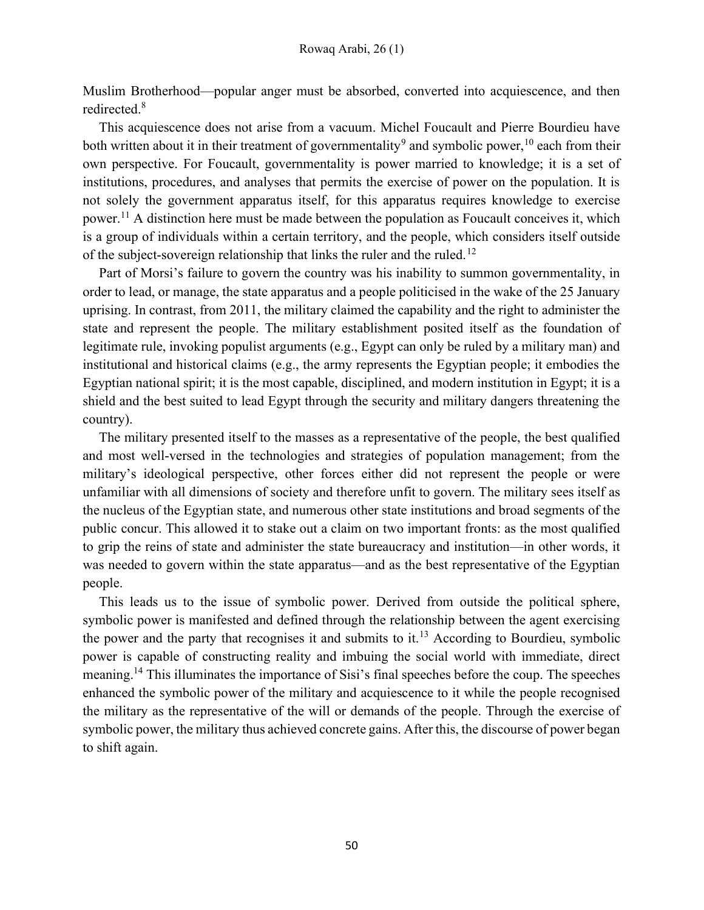Muslim Brotherhood—popular anger must be absorbed, converted into acquiescence, and then redirected.[8]

This acquiescence does not arise from a vacuum. Michel Foucault and Pierre Bourdieu have both written about it in their treatment of governmentality[9] and symbolic power,[10] each from their own perspective. For Foucault, governmentality is power married to knowledge; it is a set of institutions, procedures, and analyses that permits the exercise of power on the population. It is not solely the government apparatus itself, for this apparatus requires knowledge to exercise power.[11] A distinction here must be made between the population as Foucault conceives it, which is a group of individuals within a certain territory, and the people, which considers itself outside of the subject-sovereign relationship that links the ruler and the ruled.[12]

Part of Morsi's failure to govern the country was his inability to summon governmentality, in order to lead, or manage, the state apparatus and a people politicised in the wake of the 25 January uprising. In contrast, from 2011, the military claimed the capability and the right to administer the state and represent the people. The military establishment posited itself as the foundation of legitimate rule, invoking populist arguments (e.g., Egypt can only be ruled by a military man) and institutional and historical claims (e.g., the army represents the Egyptian people; it embodies the Egyptian national spirit; it is the most capable, disciplined, and modern institution in Egypt; it is a shield and the best suited to lead Egypt through the security and military dangers threatening the country).

The military presented itself to the masses as a representative of the people, the best qualified and most well-versed in the technologies and strategies of population management; from the military's ideological perspective, other forces either did not represent the people or were unfamiliar with all dimensions of society and therefore unfit to govern. The military sees itself as the nucleus of the Egyptian state, and numerous other state institutions and broad segments of the public concur. This allowed it to stake out a claim on two important fronts: as the most qualified to grip the reins of state and administer the state bureaucracy and institution—in other words, it was needed to govern within the state apparatus—and as the best representative of the Egyptian people.

This leads us to the issue of symbolic power. Derived from outside the political sphere, symbolic power is manifested and defined through the relationship between the agent exercising the power and the party that recognises it and submits to it.[13] According to Bourdieu, symbolic power is capable of constructing reality and imbuing the social world with immediate, direct meaning.[14] This illuminates the importance of Sisi's final speeches before the coup. The speeches enhanced the symbolic power of the military and acquiescence to it while the people recognised the military as the representative of the will or demands of the people. Through the exercise of symbolic power, the military thus achieved concrete gains. After this, the discourse of power began to shift again.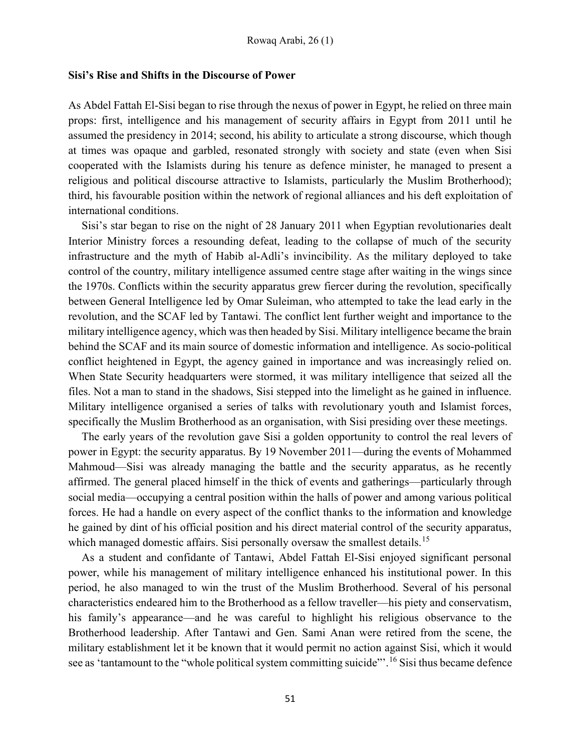## Sisi's Rise and Shifts in the Discourse of Power

As Abdel Fattah El-Sisi began to rise through the nexus of power in Egypt, he relied on three main props: first, intelligence and his management of security affairs in Egypt from 2011 until he assumed the presidency in 2014; second, his ability to articulate a strong discourse, which though at times was opaque and garbled, resonated strongly with society and state (even when Sisi cooperated with the Islamists during his tenure as defence minister, he managed to present a religious and political discourse attractive to Islamists, particularly the Muslim Brotherhood); third, his favourable position within the network of regional alliances and his deft exploitation of international conditions.

Sisi's star began to rise on the night of 28 January 2011 when Egyptian revolutionaries dealt Interior Ministry forces a resounding defeat, leading to the collapse of much of the security infrastructure and the myth of Habib al-Adli's invincibility. As the military deployed to take control of the country, military intelligence assumed centre stage after waiting in the wings since the 1970s. Conflicts within the security apparatus grew fiercer during the revolution, specifically between General Intelligence led by Omar Suleiman, who attempted to take the lead early in the revolution, and the SCAF led by Tantawi. The conflict lent further weight and importance to the military intelligence agency, which was then headed by Sisi. Military intelligence became the brain behind the SCAF and its main source of domestic information and intelligence. As socio-political conflict heightened in Egypt, the agency gained in importance and was increasingly relied on. When State Security headquarters were stormed, it was military intelligence that seized all the files. Not a man to stand in the shadows, Sisi stepped into the limelight as he gained in influence. Military intelligence organised a series of talks with revolutionary youth and Islamist forces, specifically the Muslim Brotherhood as an organisation, with Sisi presiding over these meetings.

The early years of the revolution gave Sisi a golden opportunity to control the real levers of power in Egypt: the security apparatus. By 19 November 2011—during the events of Mohammed Mahmoud—Sisi was already managing the battle and the security apparatus, as he recently affirmed. The general placed himself in the thick of events and gatherings—particularly through social media—occupying a central position within the halls of power and among various political forces. He had a handle on every aspect of the conflict thanks to the information and knowledge he gained by dint of his official position and his direct material control of the security apparatus, which managed domestic affairs. Sisi personally oversaw the smallest details.[15]

As a student and confidante of Tantawi, Abdel Fattah El-Sisi enjoyed significant personal power, while his management of military intelligence enhanced his institutional power. In this period, he also managed to win the trust of the Muslim Brotherhood. Several of his personal characteristics endeared him to the Brotherhood as a fellow traveller—his piety and conservatism, his family's appearance—and he was careful to highlight his religious observance to the Brotherhood leadership. After Tantawi and Gen. Sami Anan were retired from the scene, the military establishment let it be known that it would permit no action against Sisi, which it would see as 'tantamount to the "whole political system committing suicide"'.[16] Sisi thus became defence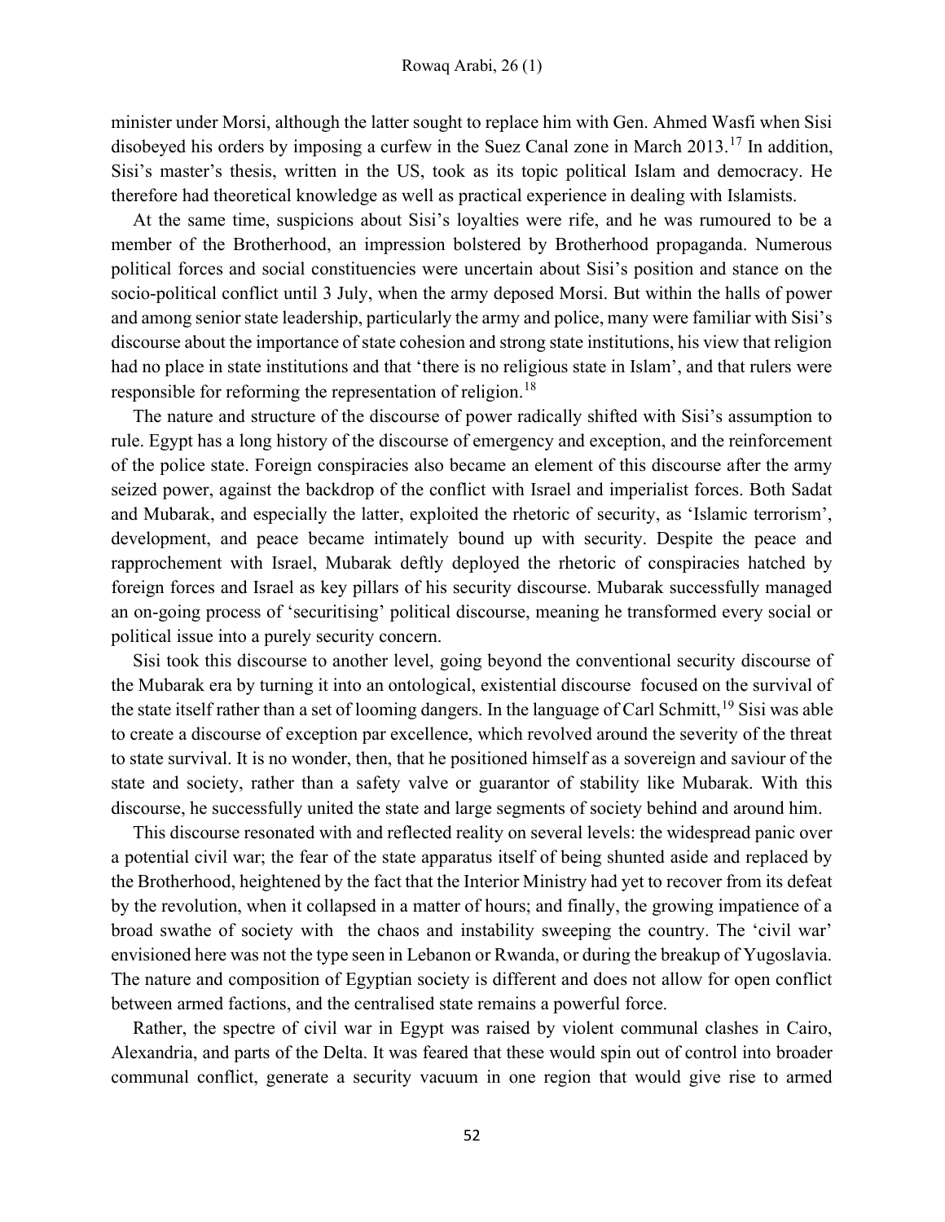minister under Morsi, although the latter sought to replace him with Gen. Ahmed Wasfi when Sisi disobeyed his orders by imposing a curfew in the Suez Canal zone in March 2013.[17] In addition, Sisi's master's thesis, written in the US, took as its topic political Islam and democracy. He therefore had theoretical knowledge as well as practical experience in dealing with Islamists.

At the same time, suspicions about Sisi's loyalties were rife, and he was rumoured to be a member of the Brotherhood, an impression bolstered by Brotherhood propaganda. Numerous political forces and social constituencies were uncertain about Sisi's position and stance on the socio-political conflict until 3 July, when the army deposed Morsi. But within the halls of power and among senior state leadership, particularly the army and police, many were familiar with Sisi's discourse about the importance of state cohesion and strong state institutions, his view that religion had no place in state institutions and that 'there is no religious state in Islam', and that rulers were responsible for reforming the representation of religion.[18]

The nature and structure of the discourse of power radically shifted with Sisi's assumption to rule. Egypt has a long history of the discourse of emergency and exception, and the reinforcement of the police state. Foreign conspiracies also became an element of this discourse after the army seized power, against the backdrop of the conflict with Israel and imperialist forces. Both Sadat and Mubarak, and especially the latter, exploited the rhetoric of security, as 'Islamic terrorism', development, and peace became intimately bound up with security. Despite the peace and rapprochement with Israel, Mubarak deftly deployed the rhetoric of conspiracies hatched by foreign forces and Israel as key pillars of his security discourse. Mubarak successfully managed an on-going process of 'securitising' political discourse, meaning he transformed every social or political issue into a purely security concern.

Sisi took this discourse to another level, going beyond the conventional security discourse of the Mubarak era by turning it into an ontological, existential discourse focused on the survival of the state itself rather than a set of looming dangers. In the language of Carl Schmitt,[19] Sisi was able to create a discourse of exception par excellence, which revolved around the severity of the threat to state survival. It is no wonder, then, that he positioned himself as a sovereign and saviour of the state and society, rather than a safety valve or guarantor of stability like Mubarak. With this discourse, he successfully united the state and large segments of society behind and around him.

This discourse resonated with and reflected reality on several levels: the widespread panic over a potential civil war; the fear of the state apparatus itself of being shunted aside and replaced by the Brotherhood, heightened by the fact that the Interior Ministry had yet to recover from its defeat by the revolution, when it collapsed in a matter of hours; and finally, the growing impatience of a broad swathe of society with the chaos and instability sweeping the country. The 'civil war' envisioned here was not the type seen in Lebanon or Rwanda, or during the breakup of Yugoslavia. The nature and composition of Egyptian society is different and does not allow for open conflict between armed factions, and the centralised state remains a powerful force.

Rather, the spectre of civil war in Egypt was raised by violent communal clashes in Cairo, Alexandria, and parts of the Delta. It was feared that these would spin out of control into broader communal conflict, generate a security vacuum in one region that would give rise to armed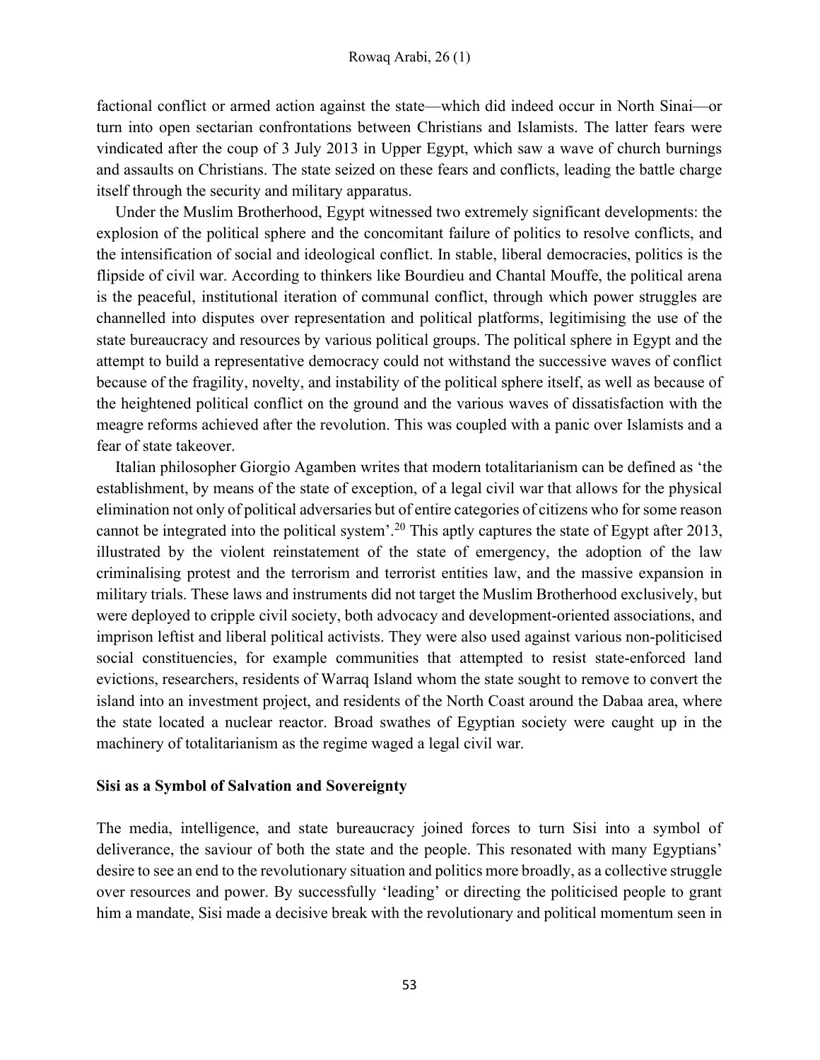factional conflict or armed action against the state—which did indeed occur in North Sinai—or turn into open sectarian confrontations between Christians and Islamists. The latter fears were vindicated after the coup of 3 July 2013 in Upper Egypt, which saw a wave of church burnings and assaults on Christians. The state seized on these fears and conflicts, leading the battle charge itself through the security and military apparatus.

Under the Muslim Brotherhood, Egypt witnessed two extremely significant developments: the explosion of the political sphere and the concomitant failure of politics to resolve conflicts, and the intensification of social and ideological conflict. In stable, liberal democracies, politics is the flipside of civil war. According to thinkers like Bourdieu and Chantal Mouffe, the political arena is the peaceful, institutional iteration of communal conflict, through which power struggles are channelled into disputes over representation and political platforms, legitimising the use of the state bureaucracy and resources by various political groups. The political sphere in Egypt and the attempt to build a representative democracy could not withstand the successive waves of conflict because of the fragility, novelty, and instability of the political sphere itself, as well as because of the heightened political conflict on the ground and the various waves of dissatisfaction with the meagre reforms achieved after the revolution. This was coupled with a panic over Islamists and a fear of state takeover.

Italian philosopher Giorgio Agamben writes that modern totalitarianism can be defined as 'the establishment, by means of the state of exception, of a legal civil war that allows for the physical elimination not only of political adversaries but of entire categories of citizens who for some reason cannot be integrated into the political system'.[20] This aptly captures the state of Egypt after 2013, illustrated by the violent reinstatement of the state of emergency, the adoption of the law criminalising protest and the terrorism and terrorist entities law, and the massive expansion in military trials. These laws and instruments did not target the Muslim Brotherhood exclusively, but were deployed to cripple civil society, both advocacy and development-oriented associations, and imprison leftist and liberal political activists. They were also used against various non-politicised social constituencies, for example communities that attempted to resist state-enforced land evictions, researchers, residents of Warraq Island whom the state sought to remove to convert the island into an investment project, and residents of the North Coast around the Dabaa area, where the state located a nuclear reactor. Broad swathes of Egyptian society were caught up in the machinery of totalitarianism as the regime waged a legal civil war.

### Sisi as a Symbol of Salvation and Sovereignty

The media, intelligence, and state bureaucracy joined forces to turn Sisi into a symbol of deliverance, the saviour of both the state and the people. This resonated with many Egyptians' desire to see an end to the revolutionary situation and politics more broadly, as a collective struggle over resources and power. By successfully 'leading' or directing the politicised people to grant him a mandate, Sisi made a decisive break with the revolutionary and political momentum seen in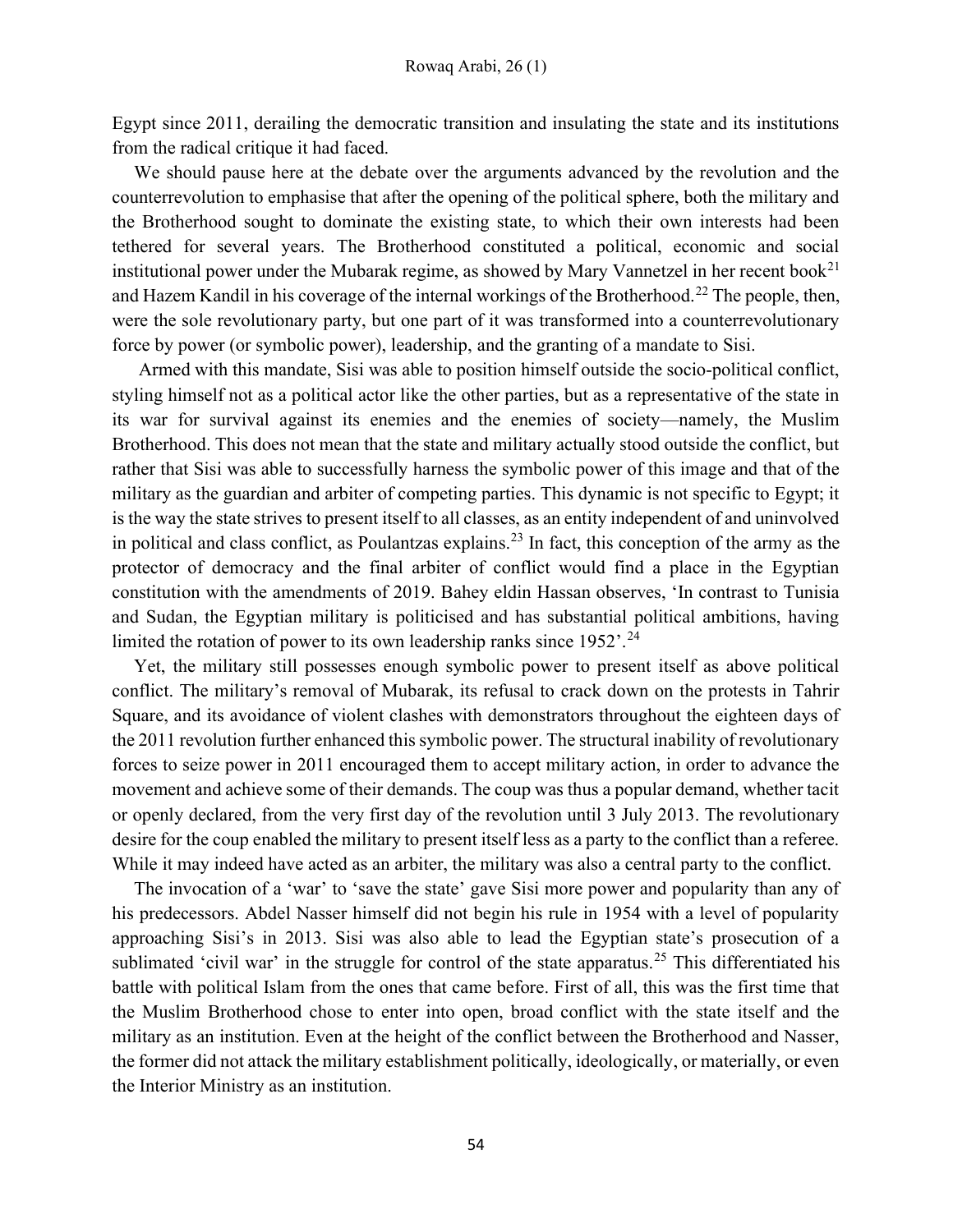Egypt since 2011, derailing the democratic transition and insulating the state and its institutions from the radical critique it had faced.

We should pause here at the debate over the arguments advanced by the revolution and the counterrevolution to emphasise that after the opening of the political sphere, both the military and the Brotherhood sought to dominate the existing state, to which their own interests had been tethered for several years. The Brotherhood constituted a political, economic and social institutional power under the Mubarak regime, as showed by Mary Vannetzel in her recent book[21] and Hazem Kandil in his coverage of the internal workings of the Brotherhood.[22] The people, then, were the sole revolutionary party, but one part of it was transformed into a counterrevolutionary force by power (or symbolic power), leadership, and the granting of a mandate to Sisi.

Armed with this mandate, Sisi was able to position himself outside the socio-political conflict, styling himself not as a political actor like the other parties, but as a representative of the state in its war for survival against its enemies and the enemies of society—namely, the Muslim Brotherhood. This does not mean that the state and military actually stood outside the conflict, but rather that Sisi was able to successfully harness the symbolic power of this image and that of the military as the guardian and arbiter of competing parties. This dynamic is not specific to Egypt; it is the way the state strives to present itself to all classes, as an entity independent of and uninvolved in political and class conflict, as Poulantzas explains.[23] In fact, this conception of the army as the protector of democracy and the final arbiter of conflict would find a place in the Egyptian constitution with the amendments of 2019. Bahey eldin Hassan observes, 'In contrast to Tunisia and Sudan, the Egyptian military is politicised and has substantial political ambitions, having limited the rotation of power to its own leadership ranks since 1952'.[24]

Yet, the military still possesses enough symbolic power to present itself as above political conflict. The military's removal of Mubarak, its refusal to crack down on the protests in Tahrir Square, and its avoidance of violent clashes with demonstrators throughout the eighteen days of the 2011 revolution further enhanced this symbolic power. The structural inability of revolutionary forces to seize power in 2011 encouraged them to accept military action, in order to advance the movement and achieve some of their demands. The coup was thus a popular demand, whether tacit or openly declared, from the very first day of the revolution until 3 July 2013. The revolutionary desire for the coup enabled the military to present itself less as a party to the conflict than a referee. While it may indeed have acted as an arbiter, the military was also a central party to the conflict.

The invocation of a 'war' to 'save the state' gave Sisi more power and popularity than any of his predecessors. Abdel Nasser himself did not begin his rule in 1954 with a level of popularity approaching Sisi's in 2013. Sisi was also able to lead the Egyptian state's prosecution of a sublimated 'civil war' in the struggle for control of the state apparatus.[25] This differentiated his battle with political Islam from the ones that came before. First of all, this was the first time that the Muslim Brotherhood chose to enter into open, broad conflict with the state itself and the military as an institution. Even at the height of the conflict between the Brotherhood and Nasser, the former did not attack the military establishment politically, ideologically, or materially, or even the Interior Ministry as an institution.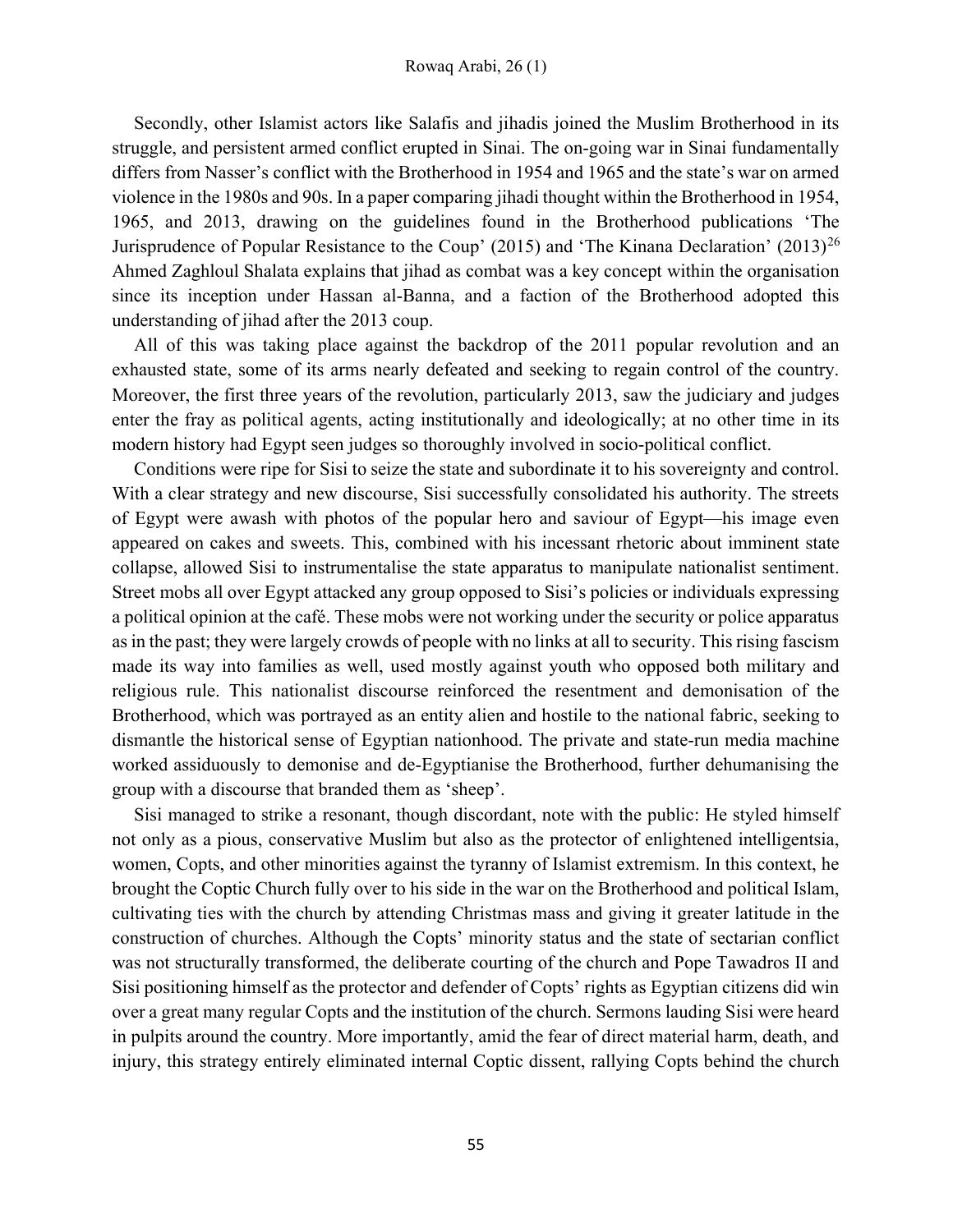Secondly, other Islamist actors like Salafis and jihadis joined the Muslim Brotherhood in its struggle, and persistent armed conflict erupted in Sinai. The on-going war in Sinai fundamentally differs from Nasser's conflict with the Brotherhood in 1954 and 1965 and the state's war on armed violence in the 1980s and 90s. In a paper comparing jihadi thought within the Brotherhood in 1954, 1965, and 2013, drawing on the guidelines found in the Brotherhood publications 'The Jurisprudence of Popular Resistance to the Coup' (2015) and 'The Kinana Declaration' (2013)[26] Ahmed Zaghloul Shalata explains that jihad as combat was a key concept within the organisation since its inception under Hassan al-Banna, and a faction of the Brotherhood adopted this understanding of jihad after the 2013 coup.

All of this was taking place against the backdrop of the 2011 popular revolution and an exhausted state, some of its arms nearly defeated and seeking to regain control of the country. Moreover, the first three years of the revolution, particularly 2013, saw the judiciary and judges enter the fray as political agents, acting institutionally and ideologically; at no other time in its modern history had Egypt seen judges so thoroughly involved in socio-political conflict.

Conditions were ripe for Sisi to seize the state and subordinate it to his sovereignty and control. With a clear strategy and new discourse, Sisi successfully consolidated his authority. The streets of Egypt were awash with photos of the popular hero and saviour of Egypt—his image even appeared on cakes and sweets. This, combined with his incessant rhetoric about imminent state collapse, allowed Sisi to instrumentalise the state apparatus to manipulate nationalist sentiment. Street mobs all over Egypt attacked any group opposed to Sisi's policies or individuals expressing a political opinion at the café. These mobs were not working under the security or police apparatus as in the past; they were largely crowds of people with no links at all to security. This rising fascism made its way into families as well, used mostly against youth who opposed both military and religious rule. This nationalist discourse reinforced the resentment and demonisation of the Brotherhood, which was portrayed as an entity alien and hostile to the national fabric, seeking to dismantle the historical sense of Egyptian nationhood. The private and state-run media machine worked assiduously to demonise and de-Egyptianise the Brotherhood, further dehumanising the group with a discourse that branded them as 'sheep'.

Sisi managed to strike a resonant, though discordant, note with the public: He styled himself not only as a pious, conservative Muslim but also as the protector of enlightened intelligentsia, women, Copts, and other minorities against the tyranny of Islamist extremism. In this context, he brought the Coptic Church fully over to his side in the war on the Brotherhood and political Islam, cultivating ties with the church by attending Christmas mass and giving it greater latitude in the construction of churches. Although the Copts' minority status and the state of sectarian conflict was not structurally transformed, the deliberate courting of the church and Pope Tawadros II and Sisi positioning himself as the protector and defender of Copts' rights as Egyptian citizens did win over a great many regular Copts and the institution of the church. Sermons lauding Sisi were heard in pulpits around the country. More importantly, amid the fear of direct material harm, death, and injury, this strategy entirely eliminated internal Coptic dissent, rallying Copts behind the church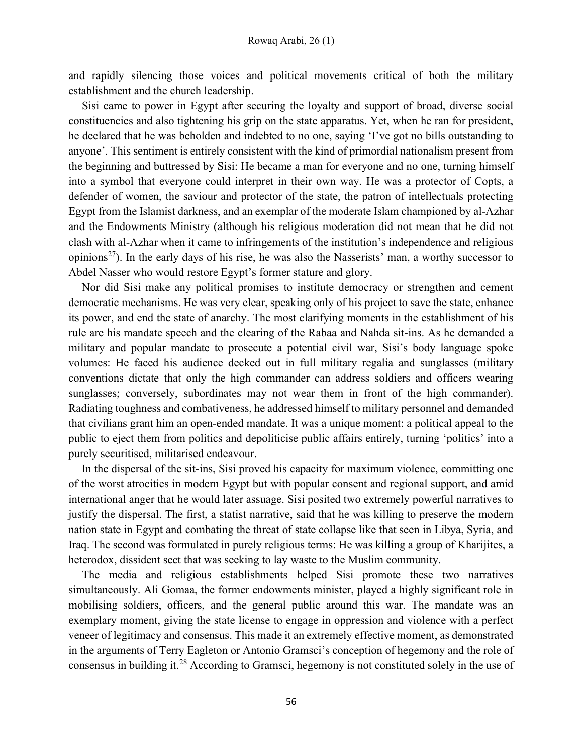and rapidly silencing those voices and political movements critical of both the military establishment and the church leadership.

Sisi came to power in Egypt after securing the loyalty and support of broad, diverse social constituencies and also tightening his grip on the state apparatus. Yet, when he ran for president, he declared that he was beholden and indebted to no one, saying 'I've got no bills outstanding to anyone'. This sentiment is entirely consistent with the kind of primordial nationalism present from the beginning and buttressed by Sisi: He became a man for everyone and no one, turning himself into a symbol that everyone could interpret in their own way. He was a protector of Copts, a defender of women, the saviour and protector of the state, the patron of intellectuals protecting Egypt from the Islamist darkness, and an exemplar of the moderate Islam championed by al-Azhar and the Endowments Ministry (although his religious moderation did not mean that he did not clash with al-Azhar when it came to infringements of the institution's independence and religious opinions[27]). In the early days of his rise, he was also the Nasserists' man, a worthy successor to Abdel Nasser who would restore Egypt's former stature and glory.

Nor did Sisi make any political promises to institute democracy or strengthen and cement democratic mechanisms. He was very clear, speaking only of his project to save the state, enhance its power, and end the state of anarchy. The most clarifying moments in the establishment of his rule are his mandate speech and the clearing of the Rabaa and Nahda sit-ins. As he demanded a military and popular mandate to prosecute a potential civil war, Sisi's body language spoke volumes: He faced his audience decked out in full military regalia and sunglasses (military conventions dictate that only the high commander can address soldiers and officers wearing sunglasses; conversely, subordinates may not wear them in front of the high commander). Radiating toughness and combativeness, he addressed himself to military personnel and demanded that civilians grant him an open-ended mandate. It was a unique moment: a political appeal to the public to eject them from politics and depoliticise public affairs entirely, turning 'politics' into a purely securitised, militarised endeavour.

In the dispersal of the sit-ins, Sisi proved his capacity for maximum violence, committing one of the worst atrocities in modern Egypt but with popular consent and regional support, and amid international anger that he would later assuage. Sisi posited two extremely powerful narratives to justify the dispersal. The first, a statist narrative, said that he was killing to preserve the modern nation state in Egypt and combating the threat of state collapse like that seen in Libya, Syria, and Iraq. The second was formulated in purely religious terms: He was killing a group of Kharijites, a heterodox, dissident sect that was seeking to lay waste to the Muslim community.

The media and religious establishments helped Sisi promote these two narratives simultaneously. Ali Gomaa, the former endowments minister, played a highly significant role in mobilising soldiers, officers, and the general public around this war. The mandate was an exemplary moment, giving the state license to engage in oppression and violence with a perfect veneer of legitimacy and consensus. This made it an extremely effective moment, as demonstrated in the arguments of Terry Eagleton or Antonio Gramsci's conception of hegemony and the role of consensus in building it.[28] According to Gramsci, hegemony is not constituted solely in the use of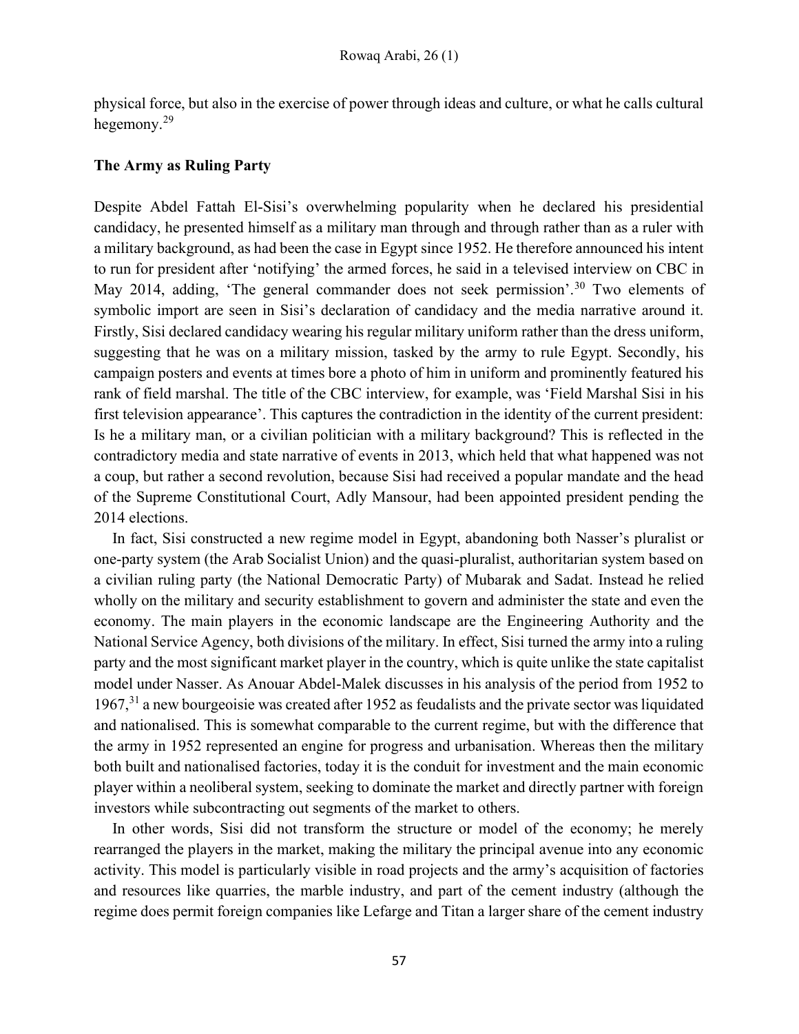physical force, but also in the exercise of power through ideas and culture, or what he calls cultural hegemony.[29]

## The Army as Ruling Party

Despite Abdel Fattah El-Sisi's overwhelming popularity when he declared his presidential candidacy, he presented himself as a military man through and through rather than as a ruler with a military background, as had been the case in Egypt since 1952. He therefore announced his intent to run for president after 'notifying' the armed forces, he said in a televised interview on CBC in May 2014, adding, 'The general commander does not seek permission'.[30] Two elements of symbolic import are seen in Sisi's declaration of candidacy and the media narrative around it. Firstly, Sisi declared candidacy wearing his regular military uniform rather than the dress uniform, suggesting that he was on a military mission, tasked by the army to rule Egypt. Secondly, his campaign posters and events at times bore a photo of him in uniform and prominently featured his rank of field marshal. The title of the CBC interview, for example, was 'Field Marshal Sisi in his first television appearance'. This captures the contradiction in the identity of the current president: Is he a military man, or a civilian politician with a military background? This is reflected in the contradictory media and state narrative of events in 2013, which held that what happened was not a coup, but rather a second revolution, because Sisi had received a popular mandate and the head of the Supreme Constitutional Court, Adly Mansour, had been appointed president pending the 2014 elections.

In fact, Sisi constructed a new regime model in Egypt, abandoning both Nasser's pluralist or one-party system (the Arab Socialist Union) and the quasi-pluralist, authoritarian system based on a civilian ruling party (the National Democratic Party) of Mubarak and Sadat. Instead he relied wholly on the military and security establishment to govern and administer the state and even the economy. The main players in the economic landscape are the Engineering Authority and the National Service Agency, both divisions of the military. In effect, Sisi turned the army into a ruling party and the most significant market player in the country, which is quite unlike the state capitalist model under Nasser. As Anouar Abdel-Malek discusses in his analysis of the period from 1952 to 1967,[31] a new bourgeoisie was created after 1952 as feudalists and the private sector was liquidated and nationalised. This is somewhat comparable to the current regime, but with the difference that the army in 1952 represented an engine for progress and urbanisation. Whereas then the military both built and nationalised factories, today it is the conduit for investment and the main economic player within a neoliberal system, seeking to dominate the market and directly partner with foreign investors while subcontracting out segments of the market to others.

In other words, Sisi did not transform the structure or model of the economy; he merely rearranged the players in the market, making the military the principal avenue into any economic activity. This model is particularly visible in road projects and the army's acquisition of factories and resources like quarries, the marble industry, and part of the cement industry (although the regime does permit foreign companies like Lefarge and Titan a larger share of the cement industry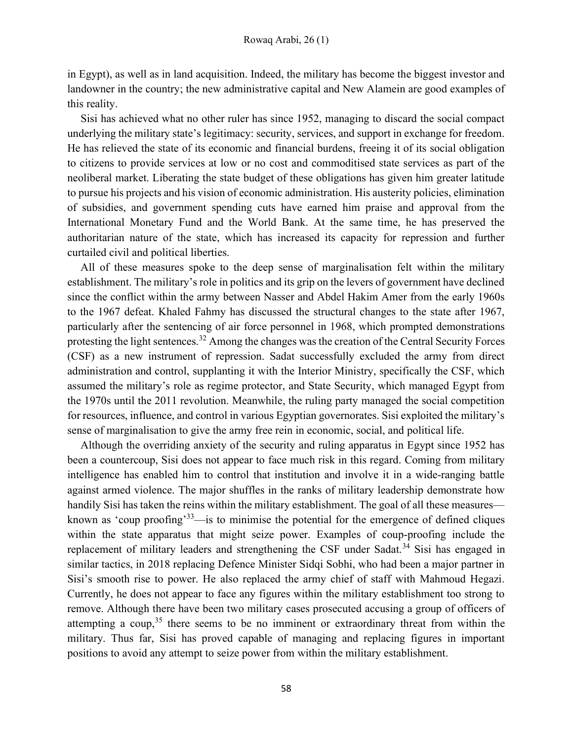in Egypt), as well as in land acquisition. Indeed, the military has become the biggest investor and landowner in the country; the new administrative capital and New Alamein are good examples of this reality.

Sisi has achieved what no other ruler has since 1952, managing to discard the social compact underlying the military state's legitimacy: security, services, and support in exchange for freedom. He has relieved the state of its economic and financial burdens, freeing it of its social obligation to citizens to provide services at low or no cost and commoditised state services as part of the neoliberal market. Liberating the state budget of these obligations has given him greater latitude to pursue his projects and his vision of economic administration. His austerity policies, elimination of subsidies, and government spending cuts have earned him praise and approval from the International Monetary Fund and the World Bank. At the same time, he has preserved the authoritarian nature of the state, which has increased its capacity for repression and further curtailed civil and political liberties.

All of these measures spoke to the deep sense of marginalisation felt within the military establishment. The military's role in politics and its grip on the levers of government have declined since the conflict within the army between Nasser and Abdel Hakim Amer from the early 1960s to the 1967 defeat. Khaled Fahmy has discussed the structural changes to the state after 1967, particularly after the sentencing of air force personnel in 1968, which prompted demonstrations protesting the light sentences.[32] Among the changes was the creation of the Central Security Forces (CSF) as a new instrument of repression. Sadat successfully excluded the army from direct administration and control, supplanting it with the Interior Ministry, specifically the CSF, which assumed the military's role as regime protector, and State Security, which managed Egypt from the 1970s until the 2011 revolution. Meanwhile, the ruling party managed the social competition for resources, influence, and control in various Egyptian governorates. Sisi exploited the military's sense of marginalisation to give the army free rein in economic, social, and political life.

Although the overriding anxiety of the security and ruling apparatus in Egypt since 1952 has been a countercoup, Sisi does not appear to face much risk in this regard. Coming from military intelligence has enabled him to control that institution and involve it in a wide-ranging battle against armed violence. The major shuffles in the ranks of military leadership demonstrate how handily Sisi has taken the reins within the military establishment. The goal of all these measures—known as 'coup proofing'[33]—is to minimise the potential for the emergence of defined cliques within the state apparatus that might seize power. Examples of coup-proofing include the replacement of military leaders and strengthening the CSF under Sadat.[34] Sisi has engaged in similar tactics, in 2018 replacing Defence Minister Sidqi Sobhi, who had been a major partner in Sisi's smooth rise to power. He also replaced the army chief of staff with Mahmoud Hegazi. Currently, he does not appear to face any figures within the military establishment too strong to remove. Although there have been two military cases prosecuted accusing a group of officers of attempting a coup,[35] there seems to be no imminent or extraordinary threat from within the military. Thus far, Sisi has proved capable of managing and replacing figures in important positions to avoid any attempt to seize power from within the military establishment.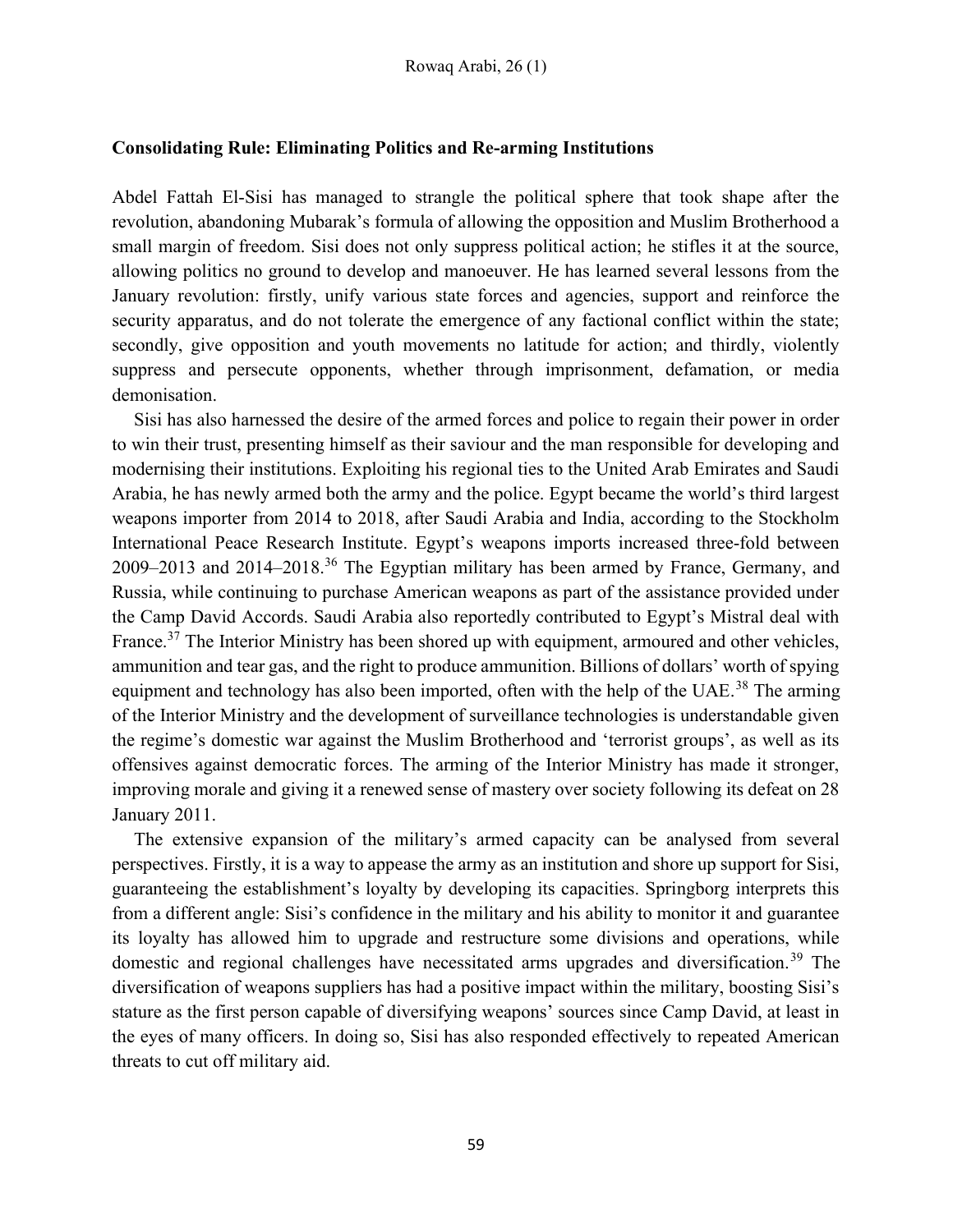### Consolidating Rule: Eliminating Politics and Re-arming Institutions

Abdel Fattah El-Sisi has managed to strangle the political sphere that took shape after the revolution, abandoning Mubarak's formula of allowing the opposition and Muslim Brotherhood a small margin of freedom. Sisi does not only suppress political action; he stifles it at the source, allowing politics no ground to develop and manoeuver. He has learned several lessons from the January revolution: firstly, unify various state forces and agencies, support and reinforce the security apparatus, and do not tolerate the emergence of any factional conflict within the state; secondly, give opposition and youth movements no latitude for action; and thirdly, violently suppress and persecute opponents, whether through imprisonment, defamation, or media demonisation.

Sisi has also harnessed the desire of the armed forces and police to regain their power in order to win their trust, presenting himself as their saviour and the man responsible for developing and modernising their institutions. Exploiting his regional ties to the United Arab Emirates and Saudi Arabia, he has newly armed both the army and the police. Egypt became the world's third largest weapons importer from 2014 to 2018, after Saudi Arabia and India, according to the Stockholm International Peace Research Institute. Egypt's weapons imports increased three-fold between 2009–2013 and 2014–2018.[36] The Egyptian military has been armed by France, Germany, and Russia, while continuing to purchase American weapons as part of the assistance provided under the Camp David Accords. Saudi Arabia also reportedly contributed to Egypt's Mistral deal with France.[37] The Interior Ministry has been shored up with equipment, armoured and other vehicles, ammunition and tear gas, and the right to produce ammunition. Billions of dollars' worth of spying equipment and technology has also been imported, often with the help of the UAE.[38] The arming of the Interior Ministry and the development of surveillance technologies is understandable given the regime's domestic war against the Muslim Brotherhood and 'terrorist groups', as well as its offensives against democratic forces. The arming of the Interior Ministry has made it stronger, improving morale and giving it a renewed sense of mastery over society following its defeat on 28 January 2011.

The extensive expansion of the military's armed capacity can be analysed from several perspectives. Firstly, it is a way to appease the army as an institution and shore up support for Sisi, guaranteeing the establishment's loyalty by developing its capacities. Springborg interprets this from a different angle: Sisi's confidence in the military and his ability to monitor it and guarantee its loyalty has allowed him to upgrade and restructure some divisions and operations, while domestic and regional challenges have necessitated arms upgrades and diversification.[39] The diversification of weapons suppliers has had a positive impact within the military, boosting Sisi's stature as the first person capable of diversifying weapons' sources since Camp David, at least in the eyes of many officers. In doing so, Sisi has also responded effectively to repeated American threats to cut off military aid.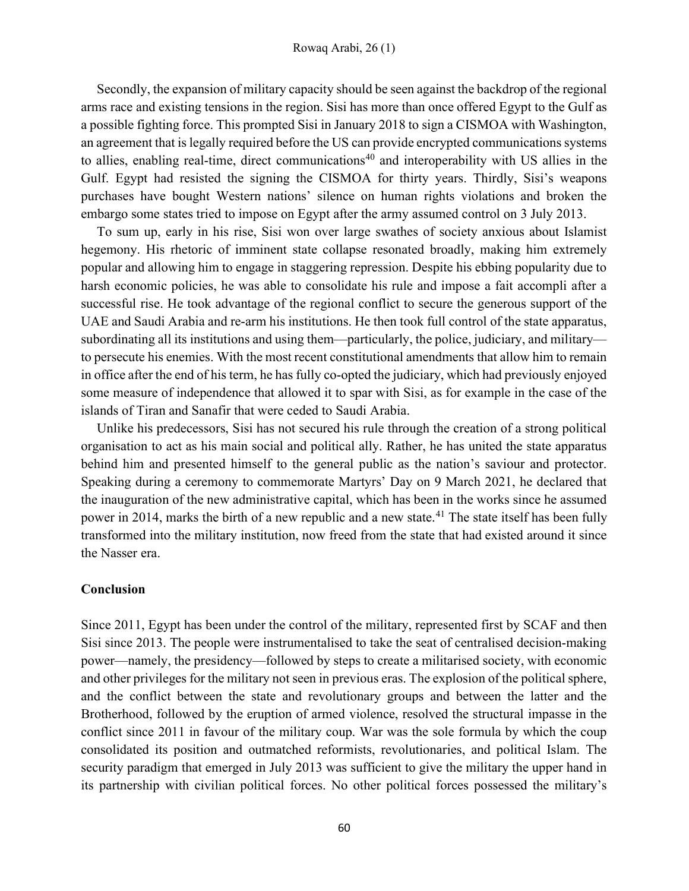Secondly, the expansion of military capacity should be seen against the backdrop of the regional arms race and existing tensions in the region. Sisi has more than once offered Egypt to the Gulf as a possible fighting force. This prompted Sisi in January 2018 to sign a CISMOA with Washington, an agreement that is legally required before the US can provide encrypted communications systems to allies, enabling real-time, direct communications[40] and interoperability with US allies in the Gulf. Egypt had resisted the signing the CISMOA for thirty years. Thirdly, Sisi's weapons purchases have bought Western nations' silence on human rights violations and broken the embargo some states tried to impose on Egypt after the army assumed control on 3 July 2013.

To sum up, early in his rise, Sisi won over large swathes of society anxious about Islamist hegemony. His rhetoric of imminent state collapse resonated broadly, making him extremely popular and allowing him to engage in staggering repression. Despite his ebbing popularity due to harsh economic policies, he was able to consolidate his rule and impose a fait accompli after a successful rise. He took advantage of the regional conflict to secure the generous support of the UAE and Saudi Arabia and re-arm his institutions. He then took full control of the state apparatus, subordinating all its institutions and using them—particularly, the police, judiciary, and military—to persecute his enemies. With the most recent constitutional amendments that allow him to remain in office after the end of his term, he has fully co-opted the judiciary, which had previously enjoyed some measure of independence that allowed it to spar with Sisi, as for example in the case of the islands of Tiran and Sanafir that were ceded to Saudi Arabia.

Unlike his predecessors, Sisi has not secured his rule through the creation of a strong political organisation to act as his main social and political ally. Rather, he has united the state apparatus behind him and presented himself to the general public as the nation's saviour and protector. Speaking during a ceremony to commemorate Martyrs' Day on 9 March 2021, he declared that the inauguration of the new administrative capital, which has been in the works since he assumed power in 2014, marks the birth of a new republic and a new state.[41] The state itself has been fully transformed into the military institution, now freed from the state that had existed around it since the Nasser era.

## Conclusion

Since 2011, Egypt has been under the control of the military, represented first by SCAF and then Sisi since 2013. The people were instrumentalised to take the seat of centralised decision-making power—namely, the presidency—followed by steps to create a militarised society, with economic and other privileges for the military not seen in previous eras. The explosion of the political sphere, and the conflict between the state and revolutionary groups and between the latter and the Brotherhood, followed by the eruption of armed violence, resolved the structural impasse in the conflict since 2011 in favour of the military coup. War was the sole formula by which the coup consolidated its position and outmatched reformists, revolutionaries, and political Islam. The security paradigm that emerged in July 2013 was sufficient to give the military the upper hand in its partnership with civilian political forces. No other political forces possessed the military's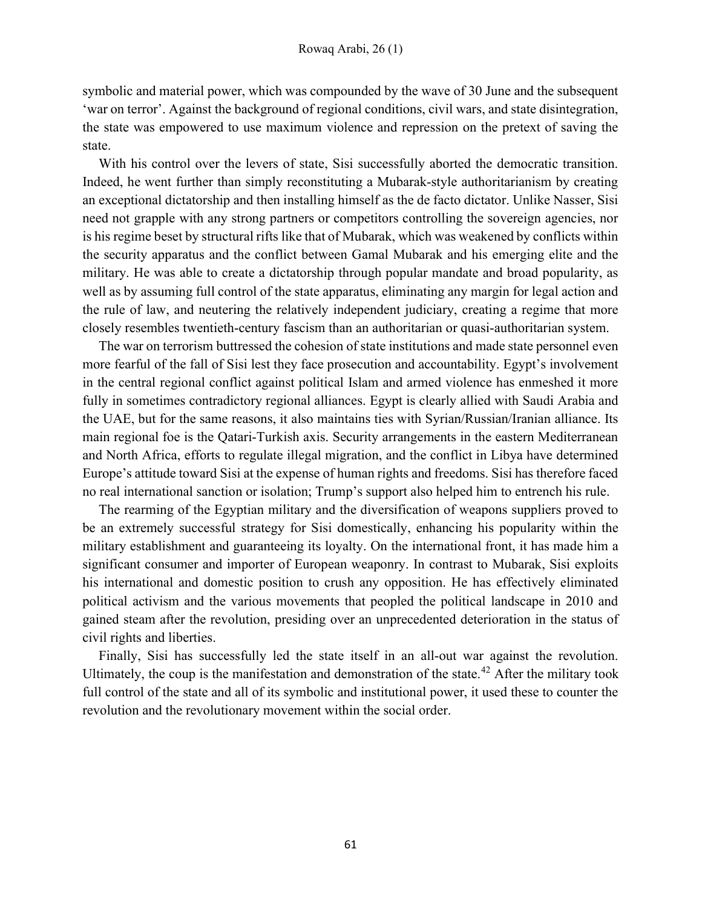symbolic and material power, which was compounded by the wave of 30 June and the subsequent 'war on terror'. Against the background of regional conditions, civil wars, and state disintegration, the state was empowered to use maximum violence and repression on the pretext of saving the state.

With his control over the levers of state, Sisi successfully aborted the democratic transition. Indeed, he went further than simply reconstituting a Mubarak-style authoritarianism by creating an exceptional dictatorship and then installing himself as the de facto dictator. Unlike Nasser, Sisi need not grapple with any strong partners or competitors controlling the sovereign agencies, nor is his regime beset by structural rifts like that of Mubarak, which was weakened by conflicts within the security apparatus and the conflict between Gamal Mubarak and his emerging elite and the military. He was able to create a dictatorship through popular mandate and broad popularity, as well as by assuming full control of the state apparatus, eliminating any margin for legal action and the rule of law, and neutering the relatively independent judiciary, creating a regime that more closely resembles twentieth-century fascism than an authoritarian or quasi-authoritarian system.

The war on terrorism buttressed the cohesion of state institutions and made state personnel even more fearful of the fall of Sisi lest they face prosecution and accountability. Egypt's involvement in the central regional conflict against political Islam and armed violence has enmeshed it more fully in sometimes contradictory regional alliances. Egypt is clearly allied with Saudi Arabia and the UAE, but for the same reasons, it also maintains ties with Syrian/Russian/Iranian alliance. Its main regional foe is the Qatari-Turkish axis. Security arrangements in the eastern Mediterranean and North Africa, efforts to regulate illegal migration, and the conflict in Libya have determined Europe's attitude toward Sisi at the expense of human rights and freedoms. Sisi has therefore faced no real international sanction or isolation; Trump's support also helped him to entrench his rule.

The rearming of the Egyptian military and the diversification of weapons suppliers proved to be an extremely successful strategy for Sisi domestically, enhancing his popularity within the military establishment and guaranteeing its loyalty. On the international front, it has made him a significant consumer and importer of European weaponry. In contrast to Mubarak, Sisi exploits his international and domestic position to crush any opposition. He has effectively eliminated political activism and the various movements that peopled the political landscape in 2010 and gained steam after the revolution, presiding over an unprecedented deterioration in the status of civil rights and liberties.

Finally, Sisi has successfully led the state itself in an all-out war against the revolution. Ultimately, the coup is the manifestation and demonstration of the state.[42] After the military took full control of the state and all of its symbolic and institutional power, it used these to counter the revolution and the revolutionary movement within the social order.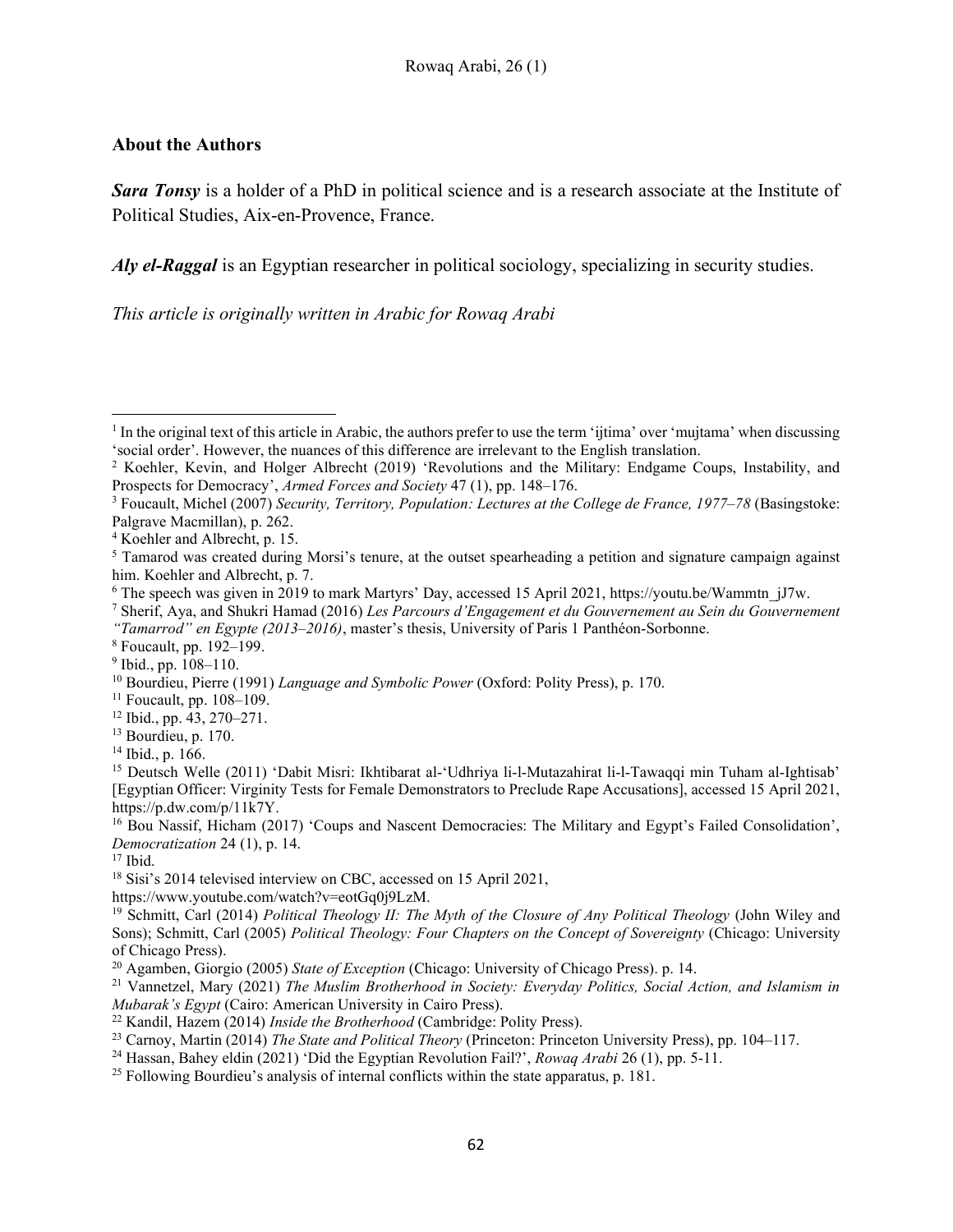## About the Authors

***Sara Tonsy*** is a holder of a PhD in political science and is a research associate at the Institute of Political Studies, Aix-en-Provence, France.

***Aly el-Raggal*** is an Egyptian researcher in political sociology, specializing in security studies.

*This article is originally written in Arabic for Rowaq Arabi*

---

[1] In the original text of this article in Arabic, the authors prefer to use the term 'ijtima' over 'mujtama' when discussing 'social order'. However, the nuances of this difference are irrelevant to the English translation.

[2] Koehler, Kevin, and Holger Albrecht (2019) 'Revolutions and the Military: Endgame Coups, Instability, and Prospects for Democracy', *Armed Forces and Society* 47 (1), pp. 148–176.

[3] Foucault, Michel (2007) *Security, Territory, Population: Lectures at the College de France, 1977–78* (Basingstoke: Palgrave Macmillan), p. 262.

[4] Koehler and Albrecht, p. 15.

[5] Tamarod was created during Morsi's tenure, at the outset spearheading a petition and signature campaign against him. Koehler and Albrecht, p. 7.

[6] The speech was given in 2019 to mark Martyrs' Day, accessed 15 April 2021, https://youtu.be/Wammtn_jJ7w.

[7] Sherif, Aya, and Shukri Hamad (2016) *Les Parcours d'Engagement et du Gouvernement au Sein du Gouvernement "Tamarrod" en Egypte (2013–2016)*, master's thesis, University of Paris 1 Panthéon-Sorbonne.

[8] Foucault, pp. 192–199.

[9] Ibid., pp. 108–110.

[10] Bourdieu, Pierre (1991) *Language and Symbolic Power* (Oxford: Polity Press), p. 170.

[11] Foucault, pp. 108–109.

[12] Ibid., pp. 43, 270–271.

[13] Bourdieu, p. 170.

[14] Ibid., p. 166.

[15] Deutsch Welle (2011) 'Dabit Misri: Ikhtibarat al-'Udhriya li-l-Mutazahirat li-l-Tawaqqi min Tuham al-Ightisab' [Egyptian Officer: Virginity Tests for Female Demonstrators to Preclude Rape Accusations], accessed 15 April 2021, https://p.dw.com/p/11k7Y.

[16] Bou Nassif, Hicham (2017) 'Coups and Nascent Democracies: The Military and Egypt's Failed Consolidation', *Democratization* 24 (1), p. 14.

[17] Ibid.

[18] Sisi's 2014 televised interview on CBC, accessed on 15 April 2021, https://www.youtube.com/watch?v=eotGq0j9LzM.

[19] Schmitt, Carl (2014) *Political Theology II: The Myth of the Closure of Any Political Theology* (John Wiley and Sons); Schmitt, Carl (2005) *Political Theology: Four Chapters on the Concept of Sovereignty* (Chicago: University of Chicago Press).

[20] Agamben, Giorgio (2005) *State of Exception* (Chicago: University of Chicago Press). p. 14.

[21] Vannetzel, Mary (2021) *The Muslim Brotherhood in Society: Everyday Politics, Social Action, and Islamism in Mubarak's Egypt* (Cairo: American University in Cairo Press).

[22] Kandil, Hazem (2014) *Inside the Brotherhood* (Cambridge: Polity Press).

[23] Carnoy, Martin (2014) *The State and Political Theory* (Princeton: Princeton University Press), pp. 104–117.

[24] Hassan, Bahey eldin (2021) 'Did the Egyptian Revolution Fail?', *Rowaq Arabi* 26 (1), pp. 5-11.

[25] Following Bourdieu's analysis of internal conflicts within the state apparatus, p. 181.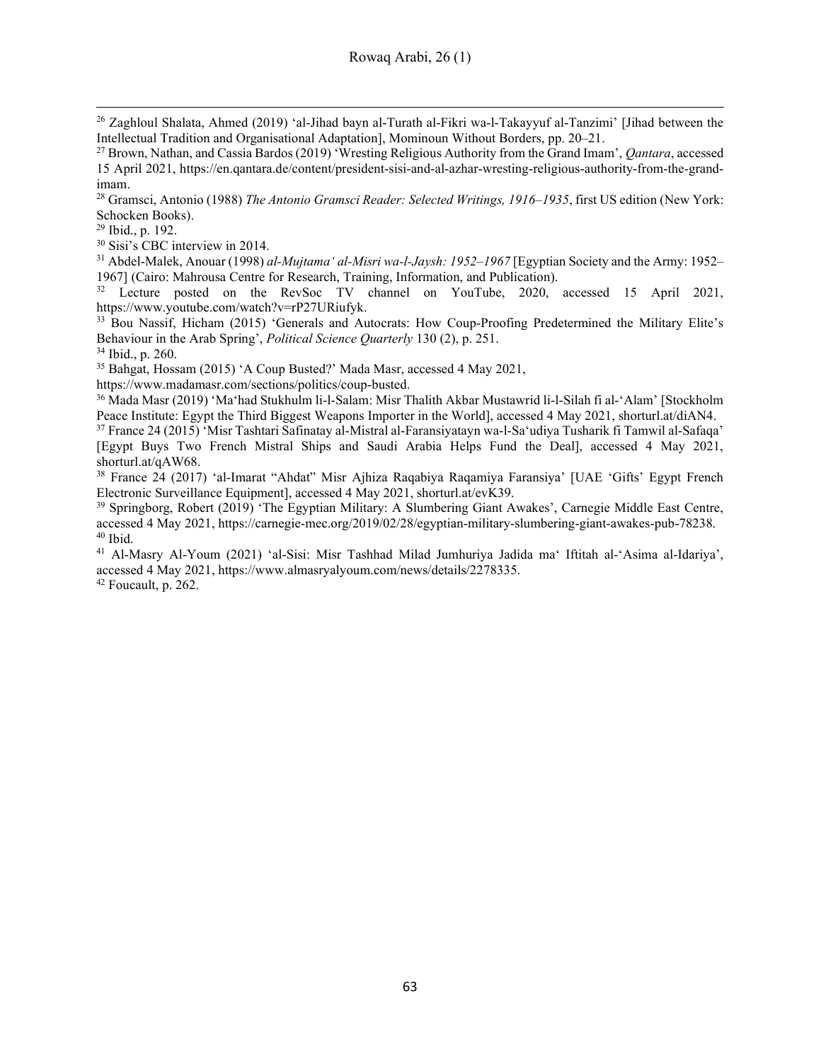[26] Zaghloul Shalata, Ahmed (2019) 'al-Jihad bayn al-Turath al-Fikri wa-l-Takayyuf al-Tanzimi' [Jihad between the Intellectual Tradition and Organisational Adaptation], Mominoun Without Borders, pp. 20–21.

[27] Brown, Nathan, and Cassia Bardos (2019) 'Wresting Religious Authority from the Grand Imam', *Qantara*, accessed 15 April 2021, https://en.qantara.de/content/president-sisi-and-al-azhar-wresting-religious-authority-from-the-grand-imam.

[28] Gramsci, Antonio (1988) *The Antonio Gramsci Reader: Selected Writings, 1916–1935*, first US edition (New York: Schocken Books).

[29] Ibid., p. 192.

[30] Sisi's CBC interview in 2014.

[31] Abdel-Malek, Anouar (1998) *al-Mujtama' al-Misri wa-l-Jaysh: 1952–1967* [Egyptian Society and the Army: 1952–1967] (Cairo: Mahrousa Centre for Research, Training, Information, and Publication).

[32] Lecture posted on the RevSoc TV channel on YouTube, 2020, accessed 15 April 2021, https://www.youtube.com/watch?v=rP27URiufyk.

[33] Bou Nassif, Hicham (2015) 'Generals and Autocrats: How Coup-Proofing Predetermined the Military Elite's Behaviour in the Arab Spring', *Political Science Quarterly* 130 (2), p. 251.

[34] Ibid., p. 260.

[35] Bahgat, Hossam (2015) 'A Coup Busted?' Mada Masr, accessed 4 May 2021, https://www.madamasr.com/sections/politics/coup-busted.

[36] Mada Masr (2019) 'Ma'had Stukhulm li-l-Salam: Misr Thalith Akbar Mustawrid li-l-Silah fi al-'Alam' [Stockholm Peace Institute: Egypt the Third Biggest Weapons Importer in the World], accessed 4 May 2021, shorturl.at/diAN4.

[37] France 24 (2015) 'Misr Tashtari Safinatay al-Mistral al-Faransiyatayn wa-l-Sa'udiya Tusharik fi Tamwil al-Safaqa' [Egypt Buys Two French Mistral Ships and Saudi Arabia Helps Fund the Deal], accessed 4 May 2021, shorturl.at/qAW68.

[38] France 24 (2017) 'al-Imarat "Ahdat" Misr Ajhiza Raqabiya Raqamiya Faransiya' [UAE 'Gifts' Egypt French Electronic Surveillance Equipment], accessed 4 May 2021, shorturl.at/evK39.

[39] Springborg, Robert (2019) 'The Egyptian Military: A Slumbering Giant Awakes', Carnegie Middle East Centre, accessed 4 May 2021, https://carnegie-mec.org/2019/02/28/egyptian-military-slumbering-giant-awakes-pub-78238.

[40] Ibid.

[41] Al-Masry Al-Youm (2021) 'al-Sisi: Misr Tashhad Milad Jumhuriya Jadida ma' Iftitah al-'Asima al-Idariya', accessed 4 May 2021, https://www.almasryalyoum.com/news/details/2278335.

[42] Foucault, p. 262.